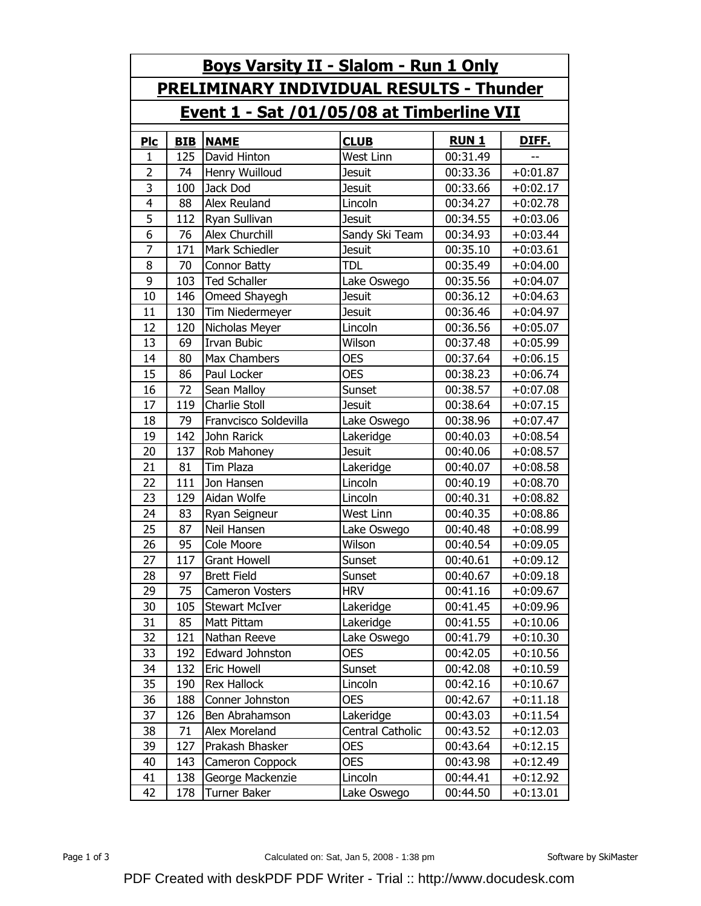# Boys Varsity II - Slalom - Run 1 Only

## PRELIMINARY INDIVIDUAL RESULTS - Thunder

## Event 1 - Sat /01/05/08 at Timberline VII

| Plc | BIB | NAME | CLUB | RUN 1 | DIFF. |
|---|---|---|---|---|---|
| 1 | 125 | David Hinton | West Linn | 00:31.49 | -- |
| 2 | 74 | Henry Wuilloud | Jesuit | 00:33.36 | +0:01.87 |
| 3 | 100 | Jack Dod | Jesuit | 00:33.66 | +0:02.17 |
| 4 | 88 | Alex Reuland | Lincoln | 00:34.27 | +0:02.78 |
| 5 | 112 | Ryan Sullivan | Jesuit | 00:34.55 | +0:03.06 |
| 6 | 76 | Alex Churchill | Sandy Ski Team | 00:34.93 | +0:03.44 |
| 7 | 171 | Mark Schiedler | Jesuit | 00:35.10 | +0:03.61 |
| 8 | 70 | Connor Batty | TDL | 00:35.49 | +0:04.00 |
| 9 | 103 | Ted Schaller | Lake Oswego | 00:35.56 | +0:04.07 |
| 10 | 146 | Omeed Shayegh | Jesuit | 00:36.12 | +0:04.63 |
| 11 | 130 | Tim Niedermeyer | Jesuit | 00:36.46 | +0:04.97 |
| 12 | 120 | Nicholas Meyer | Lincoln | 00:36.56 | +0:05.07 |
| 13 | 69 | Irvan Bubic | Wilson | 00:37.48 | +0:05.99 |
| 14 | 80 | Max Chambers | OES | 00:37.64 | +0:06.15 |
| 15 | 86 | Paul Locker | OES | 00:38.23 | +0:06.74 |
| 16 | 72 | Sean Malloy | Sunset | 00:38.57 | +0:07.08 |
| 17 | 119 | Charlie Stoll | Jesuit | 00:38.64 | +0:07.15 |
| 18 | 79 | Franvcisco Soldevilla | Lake Oswego | 00:38.96 | +0:07.47 |
| 19 | 142 | John Rarick | Lakeridge | 00:40.03 | +0:08.54 |
| 20 | 137 | Rob Mahoney | Jesuit | 00:40.06 | +0:08.57 |
| 21 | 81 | Tim Plaza | Lakeridge | 00:40.07 | +0:08.58 |
| 22 | 111 | Jon Hansen | Lincoln | 00:40.19 | +0:08.70 |
| 23 | 129 | Aidan Wolfe | Lincoln | 00:40.31 | +0:08.82 |
| 24 | 83 | Ryan Seigneur | West Linn | 00:40.35 | +0:08.86 |
| 25 | 87 | Neil Hansen | Lake Oswego | 00:40.48 | +0:08.99 |
| 26 | 95 | Cole Moore | Wilson | 00:40.54 | +0:09.05 |
| 27 | 117 | Grant Howell | Sunset | 00:40.61 | +0:09.12 |
| 28 | 97 | Brett Field | Sunset | 00:40.67 | +0:09.18 |
| 29 | 75 | Cameron Vosters | HRV | 00:41.16 | +0:09.67 |
| 30 | 105 | Stewart McIver | Lakeridge | 00:41.45 | +0:09.96 |
| 31 | 85 | Matt Pittam | Lakeridge | 00:41.55 | +0:10.06 |
| 32 | 121 | Nathan Reeve | Lake Oswego | 00:41.79 | +0:10.30 |
| 33 | 192 | Edward Johnston | OES | 00:42.05 | +0:10.56 |
| 34 | 132 | Eric Howell | Sunset | 00:42.08 | +0:10.59 |
| 35 | 190 | Rex Hallock | Lincoln | 00:42.16 | +0:10.67 |
| 36 | 188 | Conner Johnston | OES | 00:42.67 | +0:11.18 |
| 37 | 126 | Ben Abrahamson | Lakeridge | 00:43.03 | +0:11.54 |
| 38 | 71 | Alex Moreland | Central Catholic | 00:43.52 | +0:12.03 |
| 39 | 127 | Prakash Bhasker | OES | 00:43.64 | +0:12.15 |
| 40 | 143 | Cameron Coppock | OES | 00:43.98 | +0:12.49 |
| 41 | 138 | George Mackenzie | Lincoln | 00:44.41 | +0:12.92 |
| 42 | 178 | Turner Baker | Lake Oswego | 00:44.50 | +0:13.01 |

Calculated on: Sat, Jan 5, 2008 - 1:38 pm

Software by SkiMaster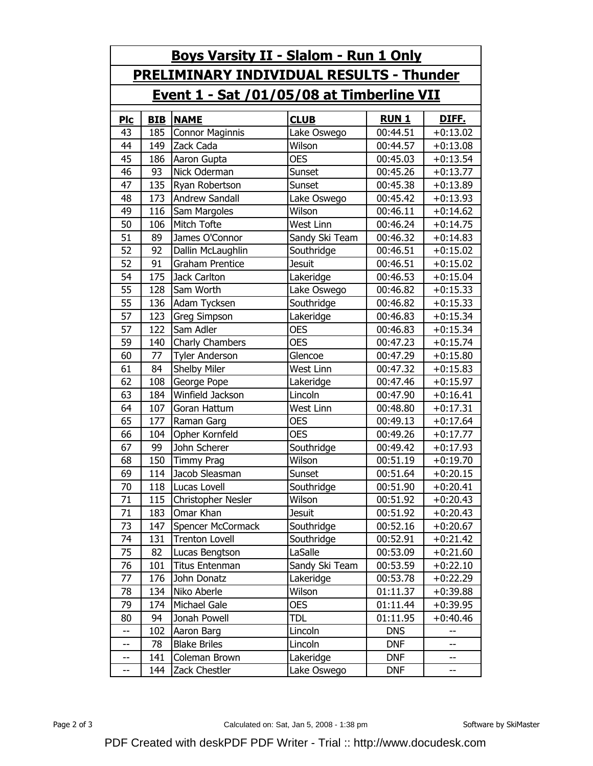## Boys Varsity II - Slalom - Run 1 Only

## PRELIMINARY INDIVIDUAL RESULTS - Thunder

## Event 1 - Sat /01/05/08 at Timberline VII

| Plc | BIB | NAME | CLUB | RUN 1 | DIFF. |
|---|---|---|---|---|---|
| 43 | 185 | Connor Maginnis | Lake Oswego | 00:44.51 | +0:13.02 |
| 44 | 149 | Zack Cada | Wilson | 00:44.57 | +0:13.08 |
| 45 | 186 | Aaron Gupta | OES | 00:45.03 | +0:13.54 |
| 46 | 93 | Nick Oderman | Sunset | 00:45.26 | +0:13.77 |
| 47 | 135 | Ryan Robertson | Sunset | 00:45.38 | +0:13.89 |
| 48 | 173 | Andrew Sandall | Lake Oswego | 00:45.42 | +0:13.93 |
| 49 | 116 | Sam Margoles | Wilson | 00:46.11 | +0:14.62 |
| 50 | 106 | Mitch Tofte | West Linn | 00:46.24 | +0:14.75 |
| 51 | 89 | James O'Connor | Sandy Ski Team | 00:46.32 | +0:14.83 |
| 52 | 92 | Dallin McLaughlin | Southridge | 00:46.51 | +0:15.02 |
| 52 | 91 | Graham Prentice | Jesuit | 00:46.51 | +0:15.02 |
| 54 | 175 | Jack Carlton | Lakeridge | 00:46.53 | +0:15.04 |
| 55 | 128 | Sam Worth | Lake Oswego | 00:46.82 | +0:15.33 |
| 55 | 136 | Adam Tycksen | Southridge | 00:46.82 | +0:15.33 |
| 57 | 123 | Greg Simpson | Lakeridge | 00:46.83 | +0:15.34 |
| 57 | 122 | Sam Adler | OES | 00:46.83 | +0:15.34 |
| 59 | 140 | Charly Chambers | OES | 00:47.23 | +0:15.74 |
| 60 | 77 | Tyler Anderson | Glencoe | 00:47.29 | +0:15.80 |
| 61 | 84 | Shelby Miler | West Linn | 00:47.32 | +0:15.83 |
| 62 | 108 | George Pope | Lakeridge | 00:47.46 | +0:15.97 |
| 63 | 184 | Winfield Jackson | Lincoln | 00:47.90 | +0:16.41 |
| 64 | 107 | Goran Hattum | West Linn | 00:48.80 | +0:17.31 |
| 65 | 177 | Raman Garg | OES | 00:49.13 | +0:17.64 |
| 66 | 104 | Opher Kornfeld | OES | 00:49.26 | +0:17.77 |
| 67 | 99 | John Scherer | Southridge | 00:49.42 | +0:17.93 |
| 68 | 150 | Timmy Prag | Wilson | 00:51.19 | +0:19.70 |
| 69 | 114 | Jacob Sleasman | Sunset | 00:51.64 | +0:20.15 |
| 70 | 118 | Lucas Lovell | Southridge | 00:51.90 | +0:20.41 |
| 71 | 115 | Christopher Nesler | Wilson | 00:51.92 | +0:20.43 |
| 71 | 183 | Omar Khan | Jesuit | 00:51.92 | +0:20.43 |
| 73 | 147 | Spencer McCormack | Southridge | 00:52.16 | +0:20.67 |
| 74 | 131 | Trenton Lovell | Southridge | 00:52.91 | +0:21.42 |
| 75 | 82 | Lucas Bengtson | LaSalle | 00:53.09 | +0:21.60 |
| 76 | 101 | Titus Entenman | Sandy Ski Team | 00:53.59 | +0:22.10 |
| 77 | 176 | John Donatz | Lakeridge | 00:53.78 | +0:22.29 |
| 78 | 134 | Niko Aberle | Wilson | 01:11.37 | +0:39.88 |
| 79 | 174 | Michael Gale | OES | 01:11.44 | +0:39.95 |
| 80 | 94 | Jonah Powell | TDL | 01:11.95 | +0:40.46 |
| -- | 102 | Aaron Barg | Lincoln | DNS | -- |
| -- | 78 | Blake Briles | Lincoln | DNF | -- |
| -- | 141 | Coleman Brown | Lakeridge | DNF | -- |
| -- | 144 | Zack Chestler | Lake Oswego | DNF | -- |

Calculated on: Sat, Jan 5, 2008 - 1:38 pm

Software by SkiMaster

PDF Created with deskPDF PDF Writer - Trial :: http://www.docudesk.com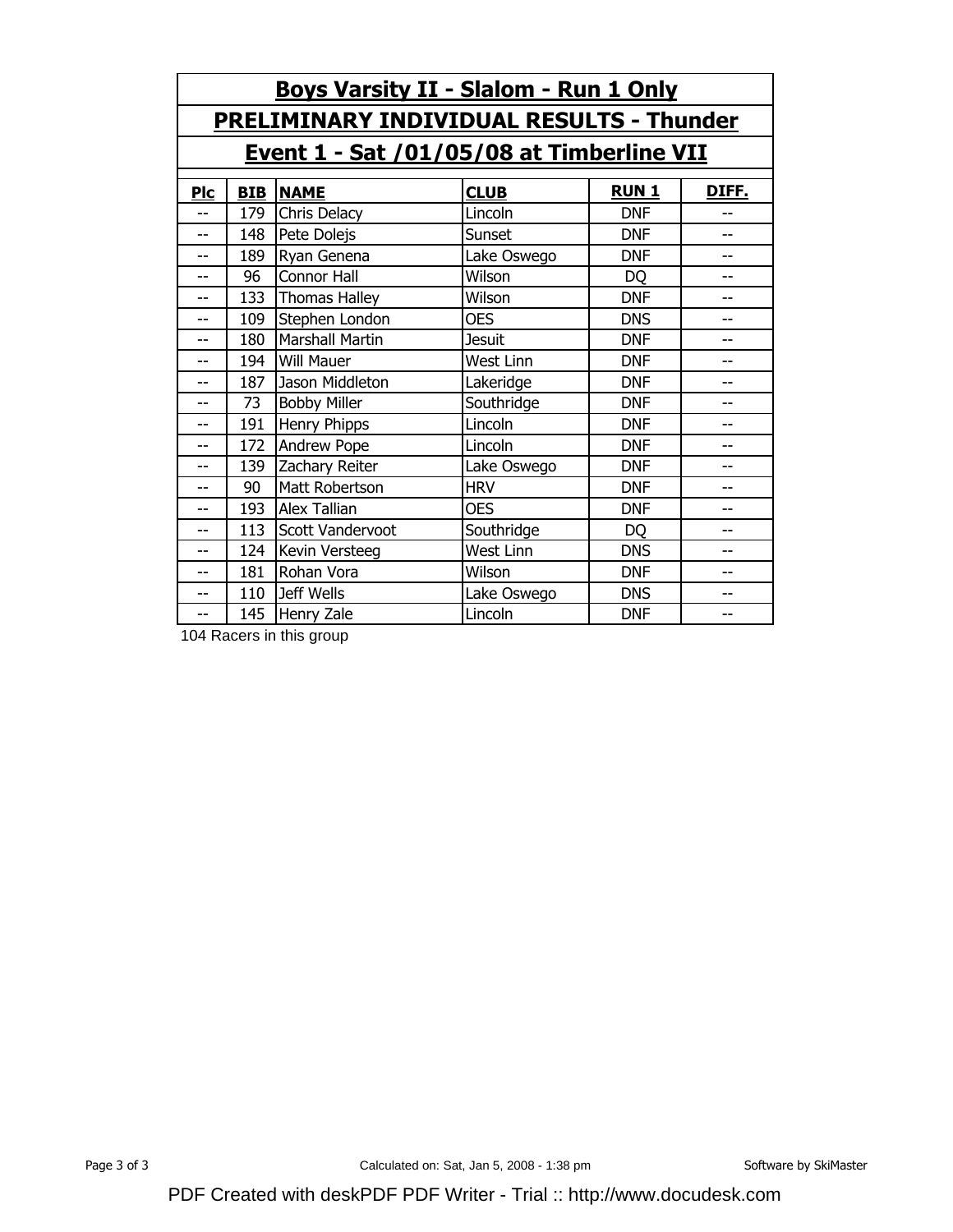## Boys Varsity II - Slalom - Run 1 Only

## PRELIMINARY INDIVIDUAL RESULTS - Thunder

## Event 1 - Sat /01/05/08 at Timberline VII

| Plc | BIB | NAME | CLUB | RUN 1 | DIFF. |
|---|---|---|---|---|---|
| -- | 179 | Chris Delacy | Lincoln | DNF | -- |
| -- | 148 | Pete Dolejs | Sunset | DNF | -- |
| -- | 189 | Ryan Genena | Lake Oswego | DNF | -- |
| -- | 96 | Connor Hall | Wilson | DQ | -- |
| -- | 133 | Thomas Halley | Wilson | DNF | -- |
| -- | 109 | Stephen London | OES | DNS | -- |
| -- | 180 | Marshall Martin | Jesuit | DNF | -- |
| -- | 194 | Will Mauer | West Linn | DNF | -- |
| -- | 187 | Jason Middleton | Lakeridge | DNF | -- |
| -- | 73 | Bobby Miller | Southridge | DNF | -- |
| -- | 191 | Henry Phipps | Lincoln | DNF | -- |
| -- | 172 | Andrew Pope | Lincoln | DNF | -- |
| -- | 139 | Zachary Reiter | Lake Oswego | DNF | -- |
| -- | 90 | Matt Robertson | HRV | DNF | -- |
| -- | 193 | Alex Tallian | OES | DNF | -- |
| -- | 113 | Scott Vandervoot | Southridge | DQ | -- |
| -- | 124 | Kevin Versteeg | West Linn | DNS | -- |
| -- | 181 | Rohan Vora | Wilson | DNF | -- |
| -- | 110 | Jeff Wells | Lake Oswego | DNS | -- |
| -- | 145 | Henry Zale | Lincoln | DNF | -- |

104 Racers in this group

Calculated on: Sat, Jan 5, 2008 - 1:38 pm

Software by SkiMaster

PDF Created with deskPDF PDF Writer - Trial :: http://www.docudesk.com